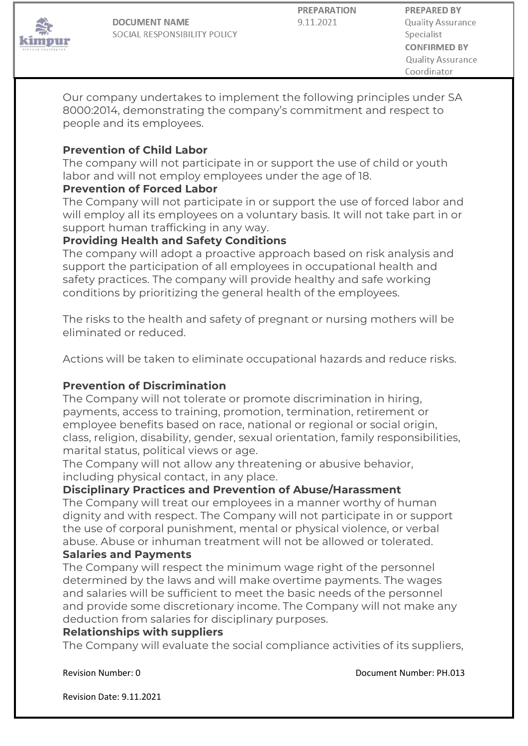Our company undertakes to implement the following principles under SA 8000:2014, demonstrating the company's commitment and respect to people and its employees.

**Prevention of Child Labor**

The company will not participate in or support the use of child or youth labor and will not employ employees under the age of 18.

**Prevention of Forced Labor**

The Company will not participate in or support the use of forced labor and will employ all its employees on a voluntary basis. It will not take part in or support human trafficking in any way.

**Providing Health and Safety Conditions**

The company will adopt a proactive approach based on risk analysis and support the participation of all employees in occupational health and safety practices. The company will provide healthy and safe working conditions by prioritizing the general health of the employees.

The risks to the health and safety of pregnant or nursing mothers will be eliminated or reduced.

Actions will be taken to eliminate occupational hazards and reduce risks.

**Prevention of Discrimination**

The Company will not tolerate or promote discrimination in hiring, payments, access to training, promotion, termination, retirement or employee benefits based on race, national or regional or social origin, class, religion, disability, gender, sexual orientation, family responsibilities, marital status, political views or age.

The Company will not allow any threatening or abusive behavior, including physical contact, in any place.

**Disciplinary Practices and Prevention of Abuse/Harassment**

The Company will treat our employees in a manner worthy of human dignity and with respect. The Company will not participate in or support the use of corporal punishment, mental or physical violence, or verbal abuse. Abuse or inhuman treatment will not be allowed or tolerated.

**Salaries and Payments**

The Company will respect the minimum wage right of the personnel determined by the laws and will make overtime payments. The wages and salaries will be sufficient to meet the basic needs of the personnel and provide some discretionary income. The Company will not make any deduction from salaries for disciplinary purposes.

**Relationships with suppliers**

The Company will evaluate the social compliance activities of its suppliers,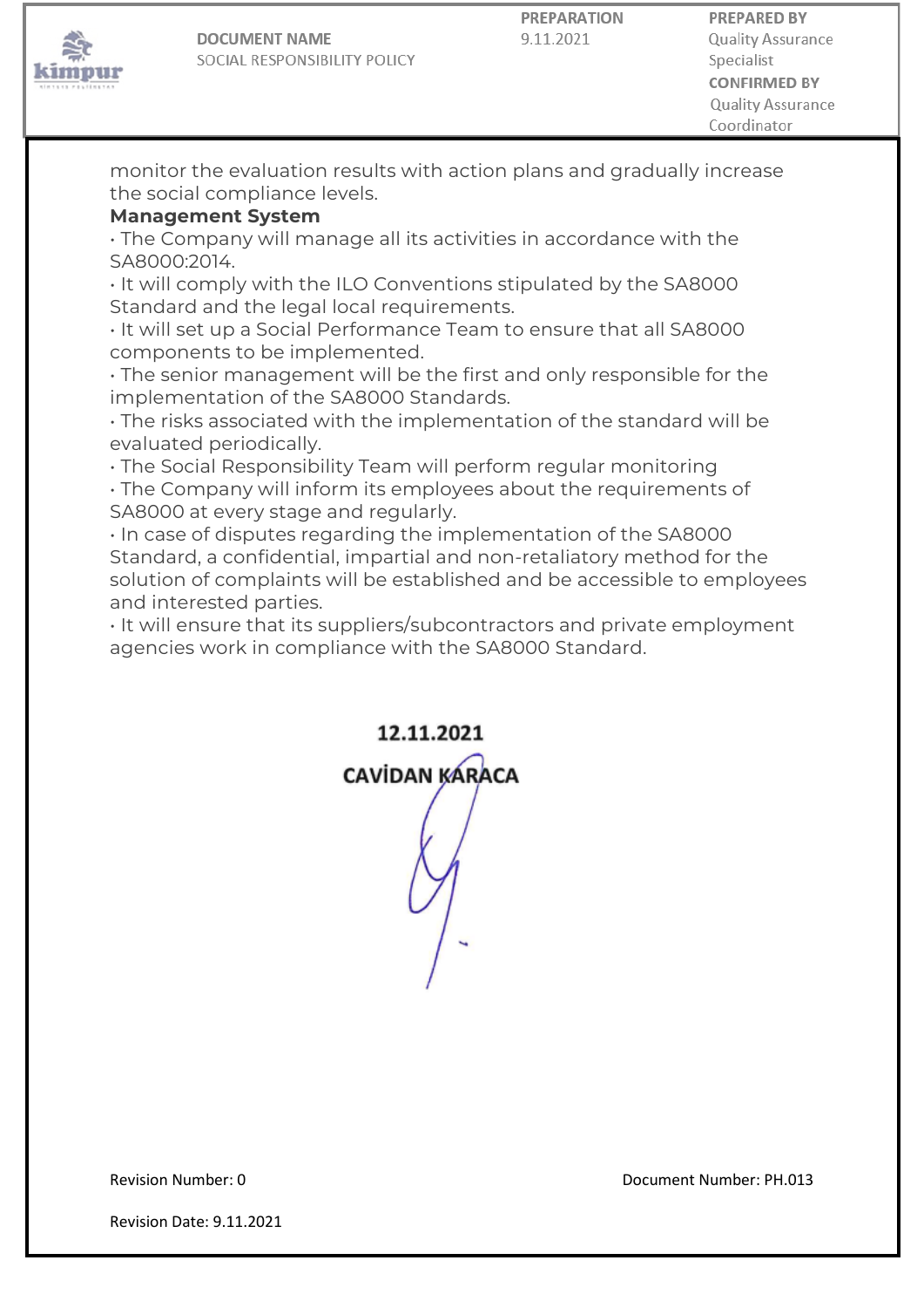monitor the evaluation results with action plans and gradually increase the social compliance levels.

**Management System**

- The Company will manage all its activities in accordance with the SA8000:2014.
- It will comply with the ILO Conventions stipulated by the SA8000 Standard and the legal local requirements.
- It will set up a Social Performance Team to ensure that all SA8000 components to be implemented.
- The senior management will be the first and only responsible for the implementation of the SA8000 Standards.
- The risks associated with the implementation of the standard will be evaluated periodically.
- The Social Responsibility Team will perform regular monitoring
- The Company will inform its employees about the requirements of SA8000 at every stage and regularly.
- In case of disputes regarding the implementation of the SA8000 Standard, a confidential, impartial and non-retaliatory method for the solution of complaints will be established and be accessible to employees and interested parties.
- It will ensure that its suppliers/subcontractors and private employment agencies work in compliance with the SA8000 Standard.

**12.11.2021**

**CAVİDAN KARACA**

Revision Number: 0

Document Number: PH.013

Revision Date: 9.11.2021